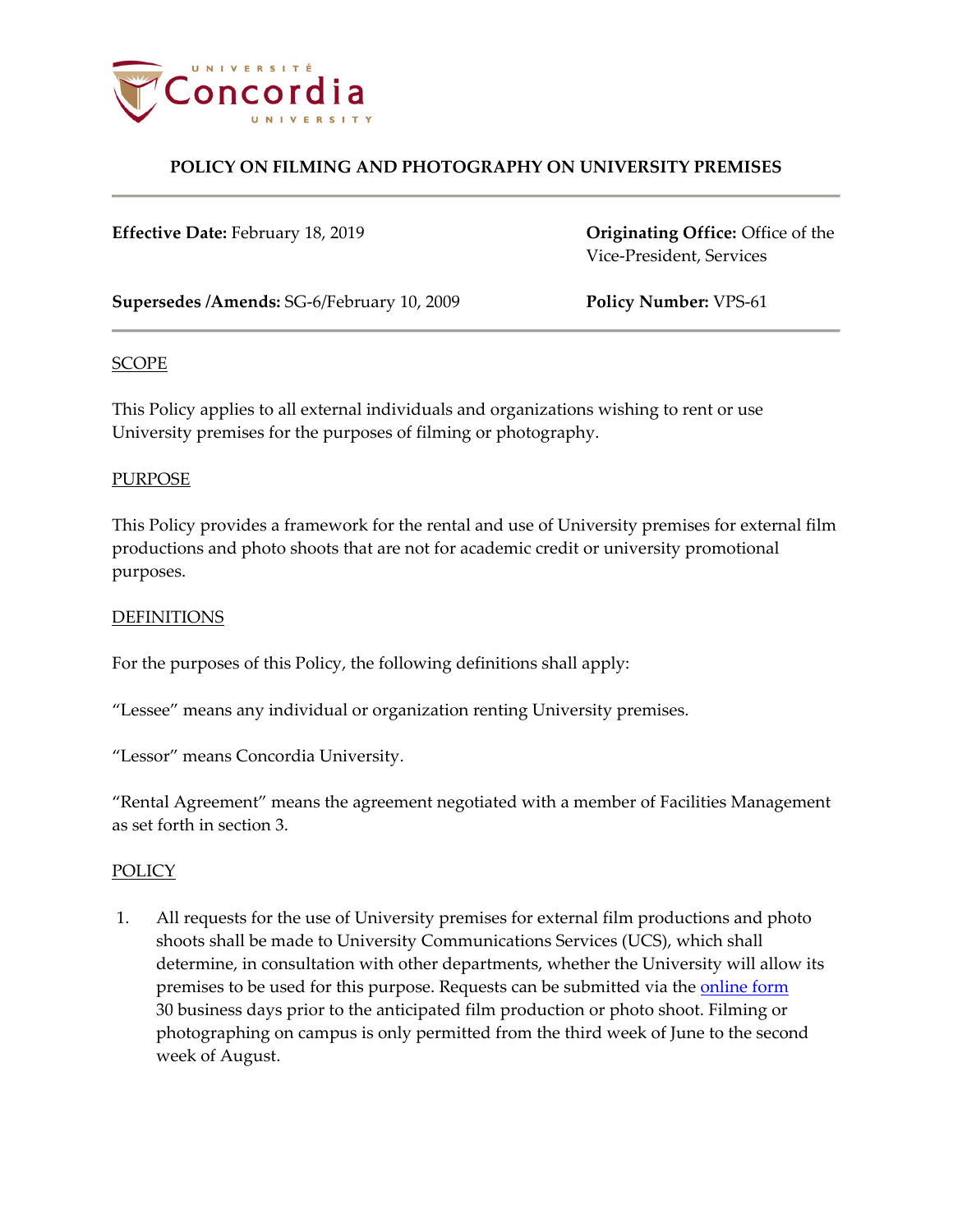# POLICY ON FILMING AND PHOTOGRAPHY ON UNIVERSITY PREMISES

**Effective Date:** February 18, 2019

**Originating Office:** Office of the Vice-President, Services

**Supersedes /Amends:** SG-6/February 10, 2009

**Policy Number:** VPS-61

## SCOPE

This Policy applies to all external individuals and organizations wishing to rent or use University premises for the purposes of filming or photography.

## PURPOSE

This Policy provides a framework for the rental and use of University premises for external film productions and photo shoots that are not for academic credit or university promotional purposes.

## DEFINITIONS

For the purposes of this Policy, the following definitions shall apply:

"Lessee" means any individual or organization renting University premises.

"Lessor" means Concordia University.

"Rental Agreement" means the agreement negotiated with a member of Facilities Management as set forth in section 3.

## POLICY

1. All requests for the use of University premises for external film productions and photo shoots shall be made to University Communications Services (UCS), which shall determine, in consultation with other departments, whether the University will allow its premises to be used for this purpose. Requests can be submitted via the online form 30 business days prior to the anticipated film production or photo shoot. Filming or photographing on campus is only permitted from the third week of June to the second week of August.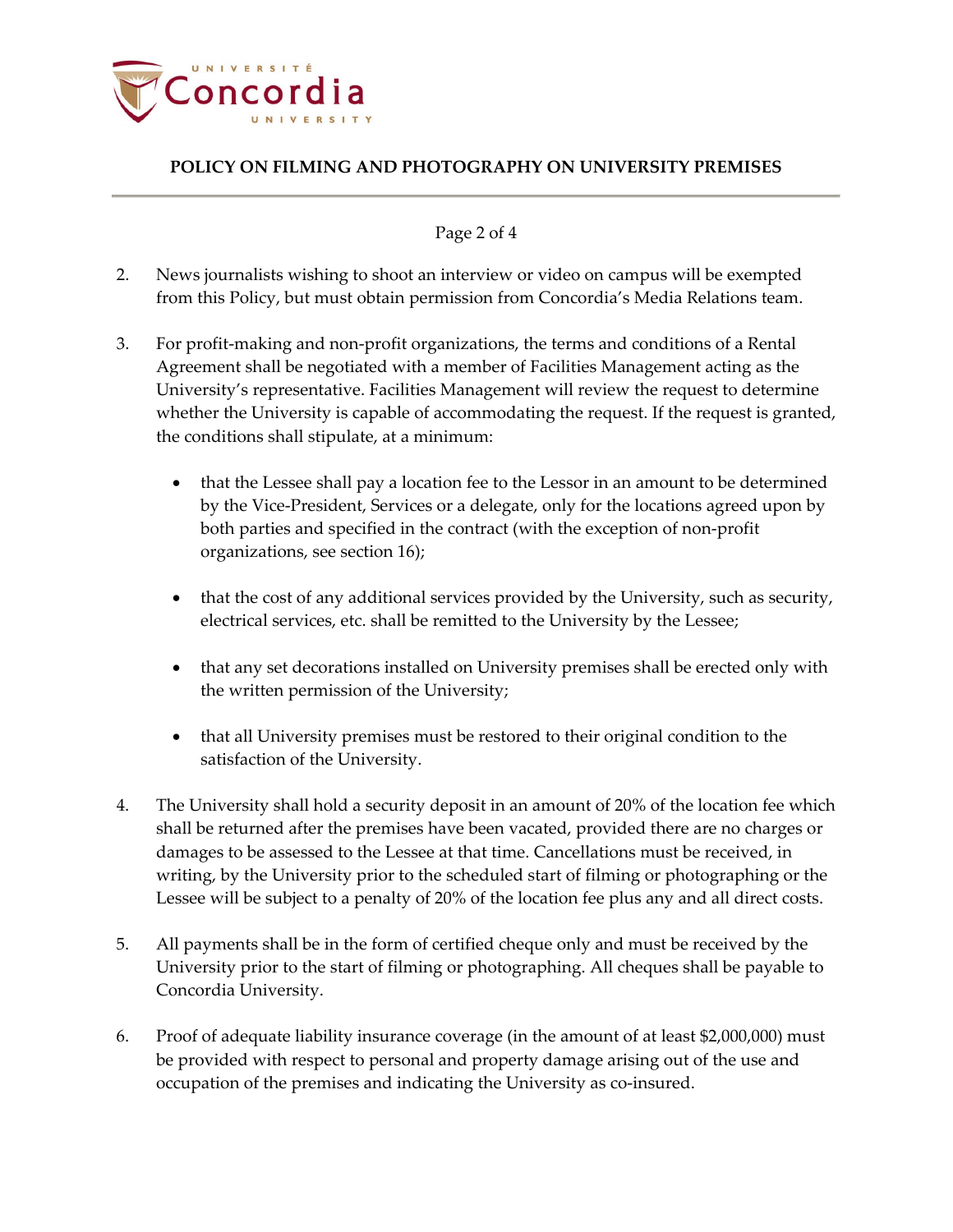2. News journalists wishing to shoot an interview or video on campus will be exempted from this Policy, but must obtain permission from Concordia's Media Relations team.

3. For profit-making and non-profit organizations, the terms and conditions of a Rental Agreement shall be negotiated with a member of Facilities Management acting as the University's representative. Facilities Management will review the request to determine whether the University is capable of accommodating the request. If the request is granted, the conditions shall stipulate, at a minimum:

   - that the Lessee shall pay a location fee to the Lessor in an amount to be determined by the Vice-President, Services or a delegate, only for the locations agreed upon by both parties and specified in the contract (with the exception of non-profit organizations, see section 16);

   - that the cost of any additional services provided by the University, such as security, electrical services, etc. shall be remitted to the University by the Lessee;

   - that any set decorations installed on University premises shall be erected only with the written permission of the University;

   - that all University premises must be restored to their original condition to the satisfaction of the University.

4. The University shall hold a security deposit in an amount of 20% of the location fee which shall be returned after the premises have been vacated, provided there are no charges or damages to be assessed to the Lessee at that time. Cancellations must be received, in writing, by the University prior to the scheduled start of filming or photographing or the Lessee will be subject to a penalty of 20% of the location fee plus any and all direct costs.

5. All payments shall be in the form of certified cheque only and must be received by the University prior to the start of filming or photographing. All cheques shall be payable to Concordia University.

6. Proof of adequate liability insurance coverage (in the amount of at least $2,000,000) must be provided with respect to personal and property damage arising out of the use and occupation of the premises and indicating the University as co-insured.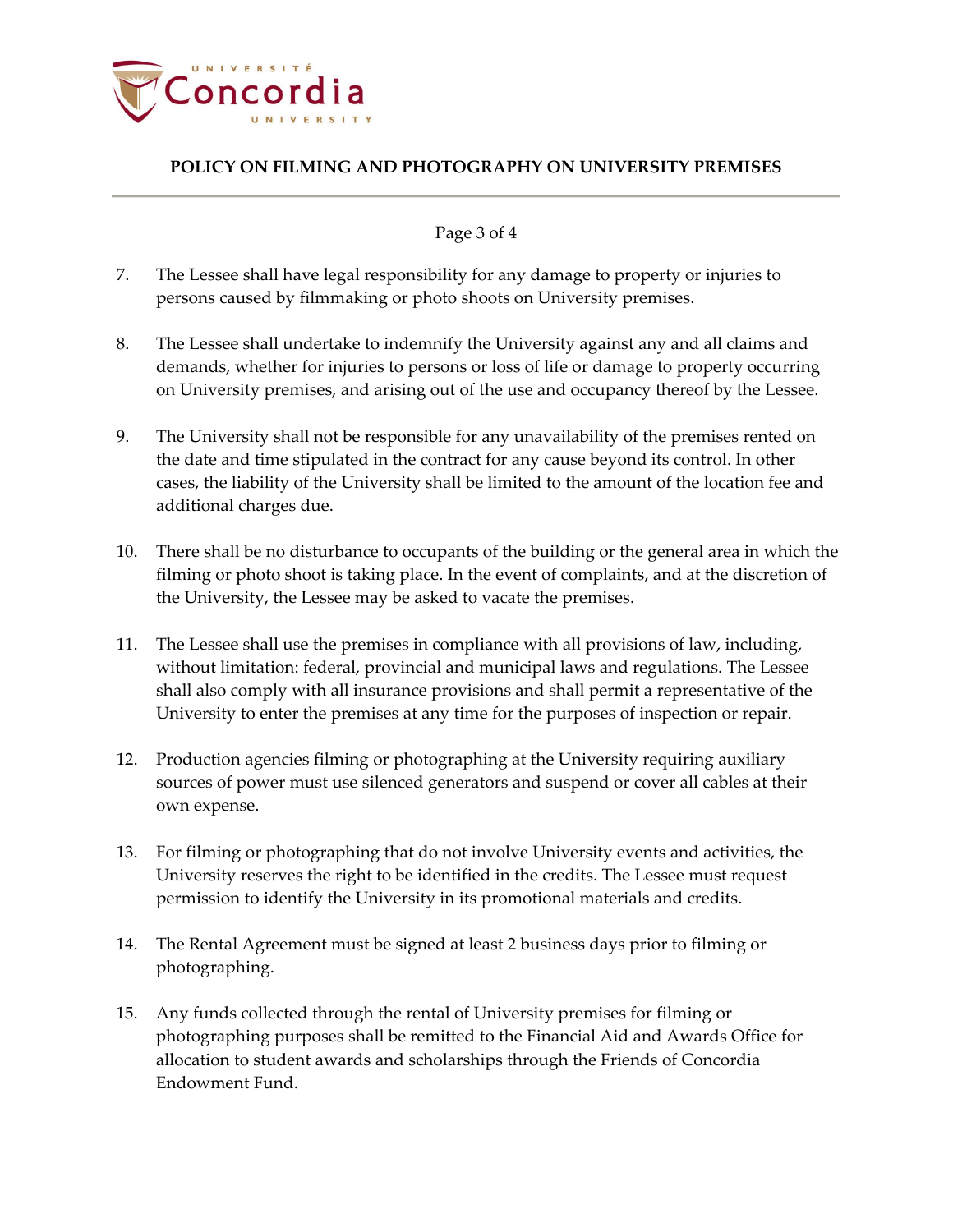7. The Lessee shall have legal responsibility for any damage to property or injuries to persons caused by filmmaking or photo shoots on University premises.

8. The Lessee shall undertake to indemnify the University against any and all claims and demands, whether for injuries to persons or loss of life or damage to property occurring on University premises, and arising out of the use and occupancy thereof by the Lessee.

9. The University shall not be responsible for any unavailability of the premises rented on the date and time stipulated in the contract for any cause beyond its control. In other cases, the liability of the University shall be limited to the amount of the location fee and additional charges due.

10. There shall be no disturbance to occupants of the building or the general area in which the filming or photo shoot is taking place. In the event of complaints, and at the discretion of the University, the Lessee may be asked to vacate the premises.

11. The Lessee shall use the premises in compliance with all provisions of law, including, without limitation: federal, provincial and municipal laws and regulations. The Lessee shall also comply with all insurance provisions and shall permit a representative of the University to enter the premises at any time for the purposes of inspection or repair.

12. Production agencies filming or photographing at the University requiring auxiliary sources of power must use silenced generators and suspend or cover all cables at their own expense.

13. For filming or photographing that do not involve University events and activities, the University reserves the right to be identified in the credits. The Lessee must request permission to identify the University in its promotional materials and credits.

14. The Rental Agreement must be signed at least 2 business days prior to filming or photographing.

15. Any funds collected through the rental of University premises for filming or photographing purposes shall be remitted to the Financial Aid and Awards Office for allocation to student awards and scholarships through the Friends of Concordia Endowment Fund.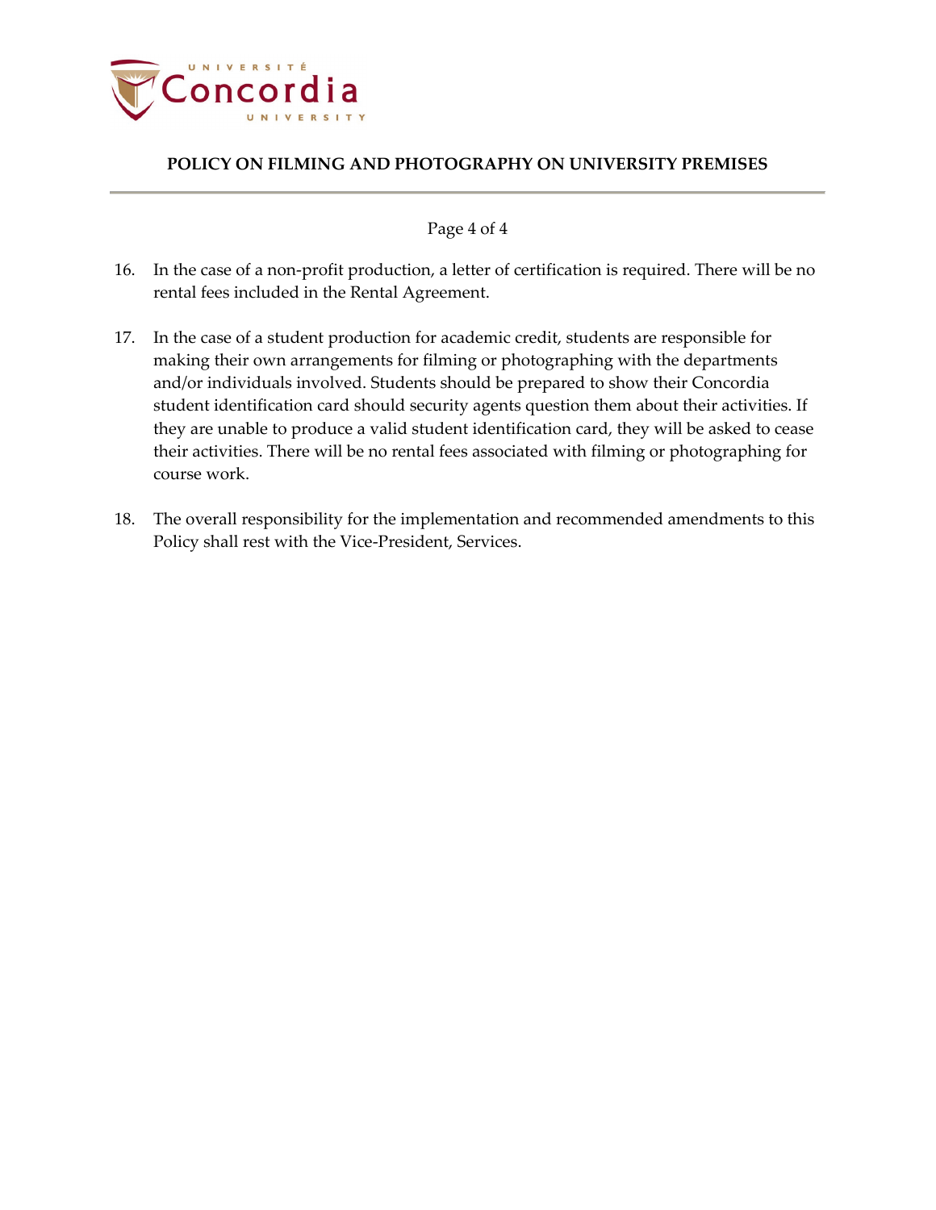16. In the case of a non-profit production, a letter of certification is required. There will be no rental fees included in the Rental Agreement.

17. In the case of a student production for academic credit, students are responsible for making their own arrangements for filming or photographing with the departments and/or individuals involved. Students should be prepared to show their Concordia student identification card should security agents question them about their activities. If they are unable to produce a valid student identification card, they will be asked to cease their activities. There will be no rental fees associated with filming or photographing for course work.

18. The overall responsibility for the implementation and recommended amendments to this Policy shall rest with the Vice-President, Services.